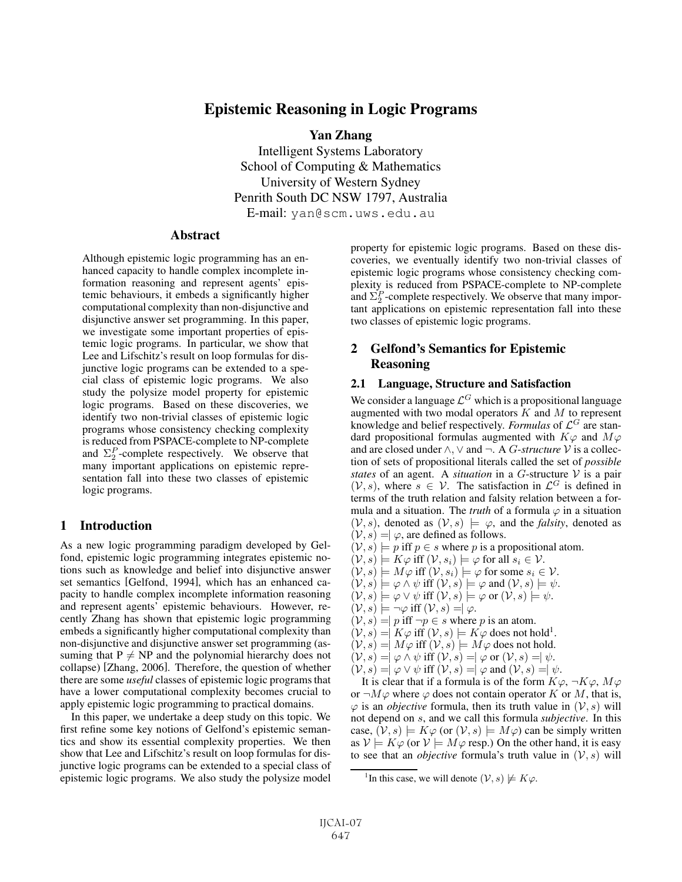# Epistemic Reasoning in Logic Programs

**Yan Zhang**

Intelligent Systems Laboratory
School of Computing & Mathematics
University of Western Sydney
Penrith South DC NSW 1797, Australia
E-mail: yan@scm.uws.edu.au

## Abstract

Although epistemic logic programming has an enhanced capacity to handle complex incomplete information reasoning and represent agents' epistemic behaviours, it embeds a significantly higher computational complexity than non-disjunctive and disjunctive answer set programming. In this paper, we investigate some important properties of epistemic logic programs. In particular, we show that Lee and Lifschitz's result on loop formulas for disjunctive logic programs can be extended to a special class of epistemic logic programs. We also study the polysize model property for epistemic logic programs. Based on these discoveries, we identify two non-trivial classes of epistemic logic programs whose consistency checking complexity is reduced from PSPACE-complete to NP-complete and $\Sigma_2^P$-complete respectively. We observe that many important applications on epistemic representation fall into these two classes of epistemic logic programs.

## 1 Introduction

As a new logic programming paradigm developed by Gelfond, epistemic logic programming integrates epistemic notions such as knowledge and belief into disjunctive answer set semantics [Gelfond, 1994], which has an enhanced capacity to handle complex incomplete information reasoning and represent agents' epistemic behaviours. However, recently Zhang has shown that epistemic logic programming embeds a significantly higher computational complexity than non-disjunctive and disjunctive answer set programming (assuming that P $\neq$ NP and the polynomial hierarchy does not collapse) [Zhang, 2006]. Therefore, the question of whether there are some *useful* classes of epistemic logic programs that have a lower computational complexity becomes crucial to apply epistemic logic programming to practical domains.

In this paper, we undertake a deep study on this topic. We first refine some key notions of Gelfond's epistemic semantics and show its essential complexity properties. We then show that Lee and Lifschitz's result on loop formulas for disjunctive logic programs can be extended to a special class of epistemic logic programs. We also study the polysize model property for epistemic logic programs. Based on these discoveries, we eventually identify two non-trivial classes of epistemic logic programs whose consistency checking complexity is reduced from PSPACE-complete to NP-complete and $\Sigma_2^P$-complete respectively. We observe that many important applications on epistemic representation fall into these two classes of epistemic logic programs.

## 2 Gelfond's Semantics for Epistemic Reasoning

### 2.1 Language, Structure and Satisfaction

We consider a language $\mathcal{L}^G$ which is a propositional language augmented with two modal operators $K$ and $M$ to represent knowledge and belief respectively. *Formulas* of $\mathcal{L}^G$ are standard propositional formulas augmented with $K\varphi$ and $M\varphi$ and are closed under $\wedge$, $\vee$ and $\neg$. A *G-structure* $\mathcal{V}$ is a collection of sets of propositional literals called the set of *possible states* of an agent. A *situation* in a $G$-structure $\mathcal{V}$ is a pair $(\mathcal{V}, s)$, where $s \in \mathcal{V}$. The satisfaction in $\mathcal{L}^G$ is defined in terms of the truth relation and falsity relation between a formula and a situation. The *truth* of a formula $\varphi$ in a situation $(\mathcal{V}, s)$, denoted as $(\mathcal{V}, s) \models \varphi$, and the *falsity*, denoted as $(\mathcal{V}, s) =\!\mid \varphi$, are defined as follows.

$(\mathcal{V}, s) \models p$ iff $p \in s$ where $p$ is a propositional atom.
$(\mathcal{V}, s) \models K\varphi$ iff $(\mathcal{V}, s_i) \models \varphi$ for all $s_i \in \mathcal{V}$.
$(\mathcal{V}, s) \models M\varphi$ iff $(\mathcal{V}, s_i) \models \varphi$ for some $s_i \in \mathcal{V}$.
$(\mathcal{V}, s) \models \varphi \wedge \psi$ iff $(\mathcal{V}, s) \models \varphi$ and $(\mathcal{V}, s) \models \psi$.
$(\mathcal{V}, s) \models \varphi \vee \psi$ iff $(\mathcal{V}, s) \models \varphi$ or $(\mathcal{V}, s) \models \psi$.
$(\mathcal{V}, s) \models \neg\varphi$ iff $(\mathcal{V}, s) =\!\mid \varphi$.
$(\mathcal{V}, s) =\!\mid p$ iff $\neg p \in s$ where $p$ is an atom.
$(\mathcal{V}, s) =\!\mid K\varphi$ iff $(\mathcal{V}, s) \models K\varphi$ does not hold[1].
$(\mathcal{V}, s) =\!\mid M\varphi$ iff $(\mathcal{V}, s) \models M\varphi$ does not hold.
$(\mathcal{V}, s) =\!\mid \varphi \wedge \psi$ iff $(\mathcal{V}, s) =\!\mid \varphi$ or $(\mathcal{V}, s) =\!\mid \psi$.
$(\mathcal{V}, s) =\!\mid \varphi \vee \psi$ iff $(\mathcal{V}, s) =\!\mid \varphi$ and $(\mathcal{V}, s) =\!\mid \psi$.

It is clear that if a formula is of the form $K\varphi$, $\neg K\varphi$, $M\varphi$ or $\neg M\varphi$ where $\varphi$ does not contain operator $K$ or $M$, that is, $\varphi$ is an *objective* formula, then its truth value in $(\mathcal{V}, s)$ will not depend on $s$, and we call this formula *subjective*. In this case, $(\mathcal{V}, s) \models K\varphi$ (or $(\mathcal{V}, s) \models M\varphi$) can be simply written as $\mathcal{V} \models K\varphi$ (or $\mathcal{V} \models M\varphi$ resp.) On the other hand, it is easy to see that an *objective* formula's truth value in $(\mathcal{V}, s)$ will

[1] In this case, we will denote $(\mathcal{V}, s) \not\models K\varphi$.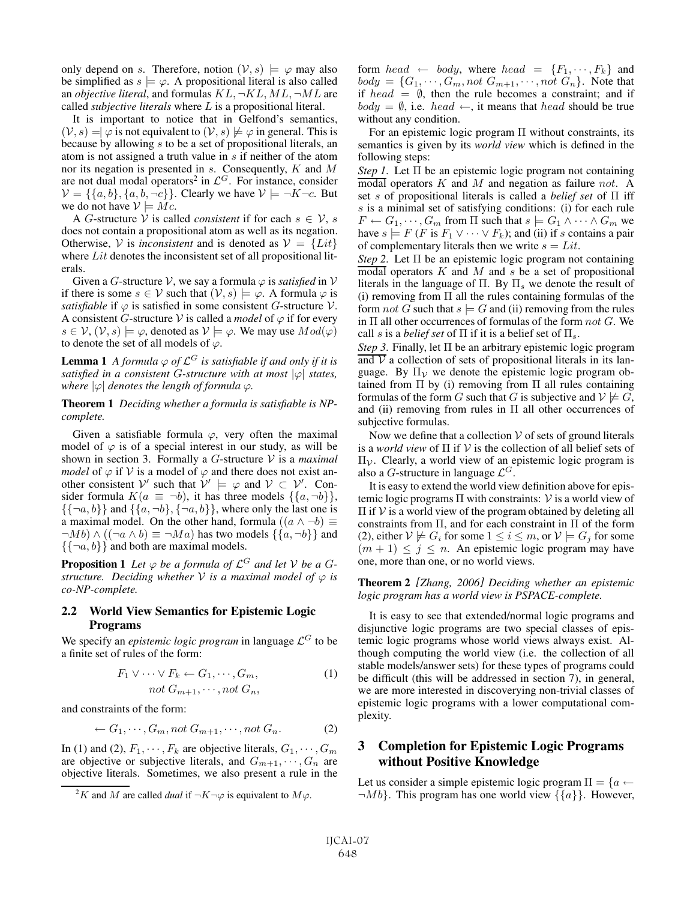only depend on $s$. Therefore, notion $(\mathcal{V}, s) \models \varphi$ may also be simplified as $s \models \varphi$. A propositional literal is also called an *objective literal*, and formulas $KL, \neg KL, ML, \neg ML$ are called *subjective literals* where $L$ is a propositional literal.

It is important to notice that in Gelfond's semantics, $(\mathcal{V}, s) =\!| \varphi$ is not equivalent to $(\mathcal{V}, s) \not\models \varphi$ in general. This is because by allowing $s$ to be a set of propositional literals, an atom is not assigned a truth value in $s$ if neither of the atom nor its negation is presented in $s$. Consequently, $K$ and $M$ are not dual modal operators[2] in $\mathcal{L}^G$. For instance, consider $\mathcal{V} = \{\{a, b\}, \{a, b, \neg c\}\}$. Clearly we have $\mathcal{V} \models \neg K \neg c$. But we do not have $\mathcal{V} \models Mc$.

A $G$-structure $\mathcal{V}$ is called *consistent* if for each $s \in \mathcal{V}$, $s$ does not contain a propositional atom as well as its negation. Otherwise, $\mathcal{V}$ is *inconsistent* and is denoted as $\mathcal{V} = \{Lit\}$ where $Lit$ denotes the inconsistent set of all propositional literals.

Given a $G$-structure $\mathcal{V}$, we say a formula $\varphi$ is *satisfied* in $\mathcal{V}$ if there is some $s \in \mathcal{V}$ such that $(\mathcal{V}, s) \models \varphi$. A formula $\varphi$ is *satisfiable* if $\varphi$ is satisfied in some consistent $G$-structure $\mathcal{V}$. A consistent $G$-structure $\mathcal{V}$ is called a *model* of $\varphi$ if for every $s \in \mathcal{V}$, $(\mathcal{V}, s) \models \varphi$, denoted as $\mathcal{V} \models \varphi$. We may use $Mod(\varphi)$ to denote the set of all models of $\varphi$.

**Lemma 1** *A formula $\varphi$ of $\mathcal{L}^G$ is satisfiable if and only if it is satisfied in a consistent $G$-structure with at most $|\varphi|$ states, where $|\varphi|$ denotes the length of formula $\varphi$.*

**Theorem 1** *Deciding whether a formula is satisfiable is NP-complete.*

Given a satisfiable formula $\varphi$, very often the maximal model of $\varphi$ is of a special interest in our study, as will be shown in section 3. Formally a $G$-structure $\mathcal{V}$ is a *maximal model* of $\varphi$ if $\mathcal{V}$ is a model of $\varphi$ and there does not exist another consistent $\mathcal{V}'$ such that $\mathcal{V}' \models \varphi$ and $\mathcal{V} \subset \mathcal{V}'$. Consider formula $K(a \equiv \neg b)$, it has three models $\{\{a, \neg b\}\}$, $\{\{\neg a, b\}\}$ and $\{\{a, \neg b\}, \{\neg a, b\}\}$, where only the last one is a maximal model. On the other hand, formula $((a \wedge \neg b) \equiv \neg Mb) \wedge ((\neg a \wedge b) \equiv \neg Ma)$ has two models $\{\{a, \neg b\}\}$ and $\{\{\neg a, b\}\}$ and both are maximal models.

**Proposition 1** *Let $\varphi$ be a formula of $\mathcal{L}^G$ and let $\mathcal{V}$ be a $G$-structure. Deciding whether $\mathcal{V}$ is a maximal model of $\varphi$ is co-NP-complete.*

## 2.2 World View Semantics for Epistemic Logic Programs

We specify an *epistemic logic program* in language $\mathcal{L}^G$ to be a finite set of rules of the form:

$$F_1 \vee \cdots \vee F_k \leftarrow G_1, \cdots, G_m, \quad not\ G_{m+1}, \cdots, not\ G_n, \tag{1}$$

and constraints of the form:

$$\leftarrow G_1, \cdots, G_m, not\ G_{m+1}, \cdots, not\ G_n. \tag{2}$$

In (1) and (2), $F_1, \cdots, F_k$ are objective literals, $G_1, \cdots, G_m$ are objective or subjective literals, and $G_{m+1}, \cdots, G_n$ are objective literals. Sometimes, we also present a rule in the form $head \leftarrow body$, where $head = \{F_1, \cdots, F_k\}$ and $body = \{G_1, \cdots, G_m, not\ G_{m+1}, \cdots, not\ G_n\}$. Note that if $head = \emptyset$, then the rule becomes a constraint; and if $body = \emptyset$, i.e. $head \leftarrow$, it means that $head$ should be true without any condition.

For an epistemic logic program $\Pi$ without constraints, its semantics is given by its *world view* which is defined in the following steps:

*Step 1*. Let $\Pi$ be an epistemic logic program not containing modal operators $K$ and $M$ and negation as failure $not$. A set $s$ of propositional literals is called a *belief set* of $\Pi$ iff $s$ is a minimal set of satisfying conditions: (i) for each rule $F \leftarrow G_1, \cdots, G_m$ from $\Pi$ such that $s \models G_1 \wedge \cdots \wedge G_m$ we have $s \models F$ ($F$ is $F_1 \vee \cdots \vee F_k$); and (ii) if $s$ contains a pair of complementary literals then we write $s = Lit$.

*Step 2*. Let $\Pi$ be an epistemic logic program not containing modal operators $K$ and $M$ and $s$ be a set of propositional literals in the language of $\Pi$. By $\Pi_s$ we denote the result of (i) removing from $\Pi$ all the rules containing formulas of the form $not\ G$ such that $s \models G$ and (ii) removing from the rules in $\Pi$ all other occurrences of formulas of the form $not\ G$. We call $s$ is a *belief set* of $\Pi$ if it is a belief set of $\Pi_s$.

*Step 3*. Finally, let $\Pi$ be an arbitrary epistemic logic program and $\mathcal{V}$ a collection of sets of propositional literals in its language. By $\Pi_{\mathcal{V}}$ we denote the epistemic logic program obtained from $\Pi$ by (i) removing from $\Pi$ all rules containing formulas of the form $G$ such that $G$ is subjective and $\mathcal{V} \not\models G$, and (ii) removing from rules in $\Pi$ all other occurrences of subjective formulas.

Now we define that a collection $\mathcal{V}$ of sets of ground literals is a *world view* of $\Pi$ if $\mathcal{V}$ is the collection of all belief sets of $\Pi_{\mathcal{V}}$. Clearly, a world view of an epistemic logic program is also a $G$-structure in language $\mathcal{L}^G$.

It is easy to extend the world view definition above for epistemic logic programs $\Pi$ with constraints: $\mathcal{V}$ is a world view of $\Pi$ if $\mathcal{V}$ is a world view of the program obtained by deleting all constraints from $\Pi$, and for each constraint in $\Pi$ of the form (2), either $\mathcal{V} \not\models G_i$ for some $1 \leq i \leq m$, or $\mathcal{V} \models G_j$ for some $(m+1) \leq j \leq n$. An epistemic logic program may have one, more than one, or no world views.

**Theorem 2** *[Zhang, 2006] Deciding whether an epistemic logic program has a world view is PSPACE-complete.*

It is easy to see that extended/normal logic programs and disjunctive logic programs are two special classes of epistemic logic programs whose world views always exist. Although computing the world view (i.e. the collection of all stable models/answer sets) for these types of programs could be difficult (this will be addressed in section 7), in general, we are more interested in discovering non-trivial classes of epistemic logic programs with a lower computational complexity.

# 3 Completion for Epistemic Logic Programs without Positive Knowledge

Let us consider a simple epistemic logic program $\Pi = \{a \leftarrow \neg Mb\}$. This program has one world view $\{\{a\}\}$. However,

[2] $K$ and $M$ are called *dual* if $\neg K \neg \varphi$ is equivalent to $M\varphi$.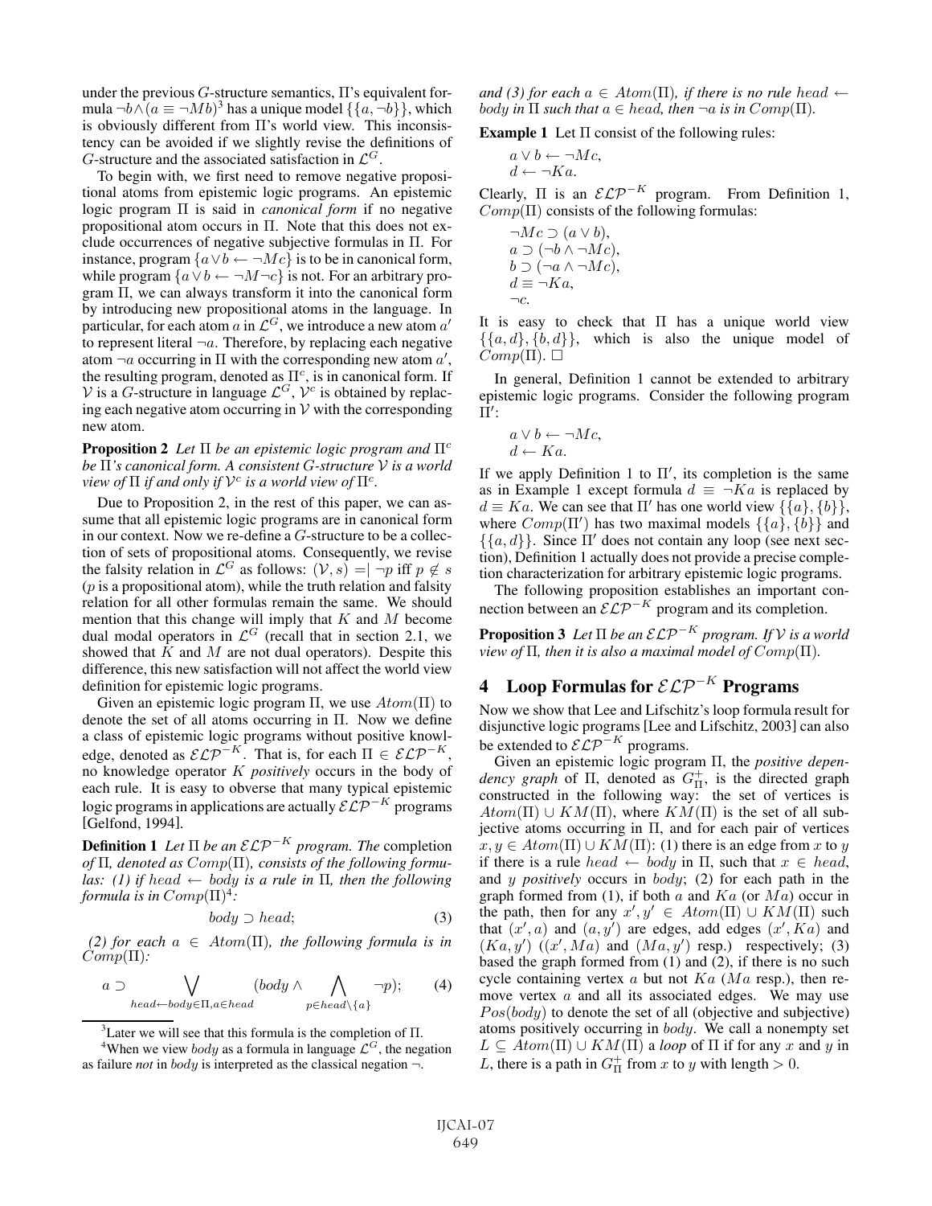under the previous $G$-structure semantics, $\Pi$'s equivalent formula $\neg b \wedge (a \equiv \neg Mb)$[3] has a unique model $\{\{a, \neg b\}\}$, which is obviously different from $\Pi$'s world view. This inconsistency can be avoided if we slightly revise the definitions of $G$-structure and the associated satisfaction in $\mathcal{L}^G$.

To begin with, we first need to remove negative propositional atoms from epistemic logic programs. An epistemic logic program $\Pi$ is said in *canonical form* if no negative propositional atom occurs in $\Pi$. Note that this does not exclude occurrences of negative subjective formulas in $\Pi$. For instance, program $\{a \vee b \leftarrow \neg Mc\}$ is to be in canonical form, while program $\{a \vee b \leftarrow \neg M \neg c\}$ is not. For an arbitrary program $\Pi$, we can always transform it into the canonical form by introducing new propositional atoms in the language. In particular, for each atom $a$ in $\mathcal{L}^G$, we introduce a new atom $a'$ to represent literal $\neg a$. Therefore, by replacing each negative atom $\neg a$ occurring in $\Pi$ with the corresponding new atom $a'$, the resulting program, denoted as $\Pi^c$, is in canonical form. If $\mathcal{V}$ is a $G$-structure in language $\mathcal{L}^G$, $\mathcal{V}^c$ is obtained by replacing each negative atom occurring in $\mathcal{V}$ with the corresponding new atom.

**Proposition 2** *Let $\Pi$ be an epistemic logic program and $\Pi^c$ be $\Pi$'s canonical form. A consistent $G$-structure $\mathcal{V}$ is a world view of $\Pi$ if and only if $\mathcal{V}^c$ is a world view of $\Pi^c$.*

Due to Proposition 2, in the rest of this paper, we can assume that all epistemic logic programs are in canonical form in our context. Now we re-define a $G$-structure to be a collection of sets of propositional atoms. Consequently, we revise the falsity relation in $\mathcal{L}^G$ as follows: $(\mathcal{V}, s) =\!| \neg p$ iff $p \notin s$ ($p$ is a propositional atom), while the truth relation and falsity relation for all other formulas remain the same. We should mention that this change will imply that $K$ and $M$ become dual modal operators in $\mathcal{L}^G$ (recall that in section 2.1, we showed that $K$ and $M$ are not dual operators). Despite this difference, this new satisfaction will not affect the world view definition for epistemic logic programs.

Given an epistemic logic program $\Pi$, we use $Atom(\Pi)$ to denote the set of all atoms occurring in $\Pi$. Now we define a class of epistemic logic programs without positive knowledge, denoted as $\mathcal{ELP}^{-K}$. That is, for each $\Pi \in \mathcal{ELP}^{-K}$, no knowledge operator $K$ *positively* occurs in the body of each rule. It is easy to obverse that many typical epistemic logic programs in applications are actually $\mathcal{ELP}^{-K}$ programs [Gelfond, 1994].

**Definition 1** *Let $\Pi$ be an $\mathcal{ELP}^{-K}$ program. The* completion *of $\Pi$, denoted as $Comp(\Pi)$, consists of the following formulas: (1) if $head \leftarrow body$ is a rule in $\Pi$, then the following formula is in $Comp(\Pi)$*[4]*:*

$$body \supset head; \tag{3}$$

*(2) for each $a \in Atom(\Pi)$, the following formula is in $Comp(\Pi)$:*

$$a \supset \bigvee_{head \leftarrow body \in \Pi, a \in head} (body \wedge \bigwedge_{p \in head \setminus \{a\}} \neg p); \tag{4}$$

*and (3) for each $a \in Atom(\Pi)$, if there is no rule $head \leftarrow body$ in $\Pi$ such that $a \in head$, then $\neg a$ is in $Comp(\Pi)$.*

**Example 1** Let $\Pi$ consist of the following rules:

$a \vee b \leftarrow \neg Mc$,
$d \leftarrow \neg Ka$.

Clearly, $\Pi$ is an $\mathcal{ELP}^{-K}$ program. From Definition 1, $Comp(\Pi)$ consists of the following formulas:

$\neg Mc \supset (a \vee b)$,
$a \supset (\neg b \wedge \neg Mc)$,
$b \supset (\neg a \wedge \neg Mc)$,
$d \equiv \neg Ka$,
$\neg c$.

It is easy to check that $\Pi$ has a unique world view $\{\{a, d\}, \{b, d\}\}$, which is also the unique model of $Comp(\Pi)$. $\Box$

In general, Definition 1 cannot be extended to arbitrary epistemic logic programs. Consider the following program $\Pi'$:

$a \vee b \leftarrow \neg Mc$,
$d \leftarrow Ka$.

If we apply Definition 1 to $\Pi'$, its completion is the same as in Example 1 except formula $d \equiv \neg Ka$ is replaced by $d \equiv Ka$. We can see that $\Pi'$ has one world view $\{\{a\}, \{b\}\}$, where $Comp(\Pi')$ has two maximal models $\{\{a\}, \{b\}\}$ and $\{\{a, d\}\}$. Since $\Pi'$ does not contain any loop (see next section), Definition 1 actually does not provide a precise completion characterization for arbitrary epistemic logic programs.

The following proposition establishes an important connection between an $\mathcal{ELP}^{-K}$ program and its completion.

**Proposition 3** *Let $\Pi$ be an $\mathcal{ELP}^{-K}$ program. If $\mathcal{V}$ is a world view of $\Pi$, then it is also a maximal model of $Comp(\Pi)$.*

## 4 Loop Formulas for $\mathcal{ELP}^{-K}$ Programs

Now we show that Lee and Lifschitz's loop formula result for disjunctive logic programs [Lee and Lifschitz, 2003] can also be extended to $\mathcal{ELP}^{-K}$ programs.

Given an epistemic logic program $\Pi$, the *positive dependency graph* of $\Pi$, denoted as $G^+_\Pi$, is the directed graph constructed in the following way: the set of vertices is $Atom(\Pi) \cup KM(\Pi)$, where $KM(\Pi)$ is the set of all subjective atoms occurring in $\Pi$, and for each pair of vertices $x, y \in Atom(\Pi) \cup KM(\Pi)$: (1) there is an edge from $x$ to $y$ if there is a rule $head \leftarrow body$ in $\Pi$, such that $x \in head$, and $y$ *positively* occurs in $body$; (2) for each path in the graph formed from (1), if both $a$ and $Ka$ (or $Ma$) occur in the path, then for any $x', y' \in Atom(\Pi) \cup KM(\Pi)$ such that $(x', a)$ and $(a, y')$ are edges, add edges $(x', Ka)$ and $(Ka, y')$ ($(x', Ma)$ and $(Ma, y')$ resp.) respectively; (3) based the graph formed from (1) and (2), if there is no such cycle containing vertex $a$ but not $Ka$ ($Ma$ resp.), then remove vertex $a$ and all its associated edges. We may use $Pos(body)$ to denote the set of all (objective and subjective) atoms positively occurring in $body$. We call a nonempty set $L \subseteq Atom(\Pi) \cup KM(\Pi)$ a *loop* of $\Pi$ if for any $x$ and $y$ in $L$, there is a path in $G^+_\Pi$ from $x$ to $y$ with length $> 0$.

---

[3] Later we will see that this formula is the completion of $\Pi$.

[4] When we view $body$ as a formula in language $\mathcal{L}^G$, the negation as failure *not* in $body$ is interpreted as the classical negation $\neg$.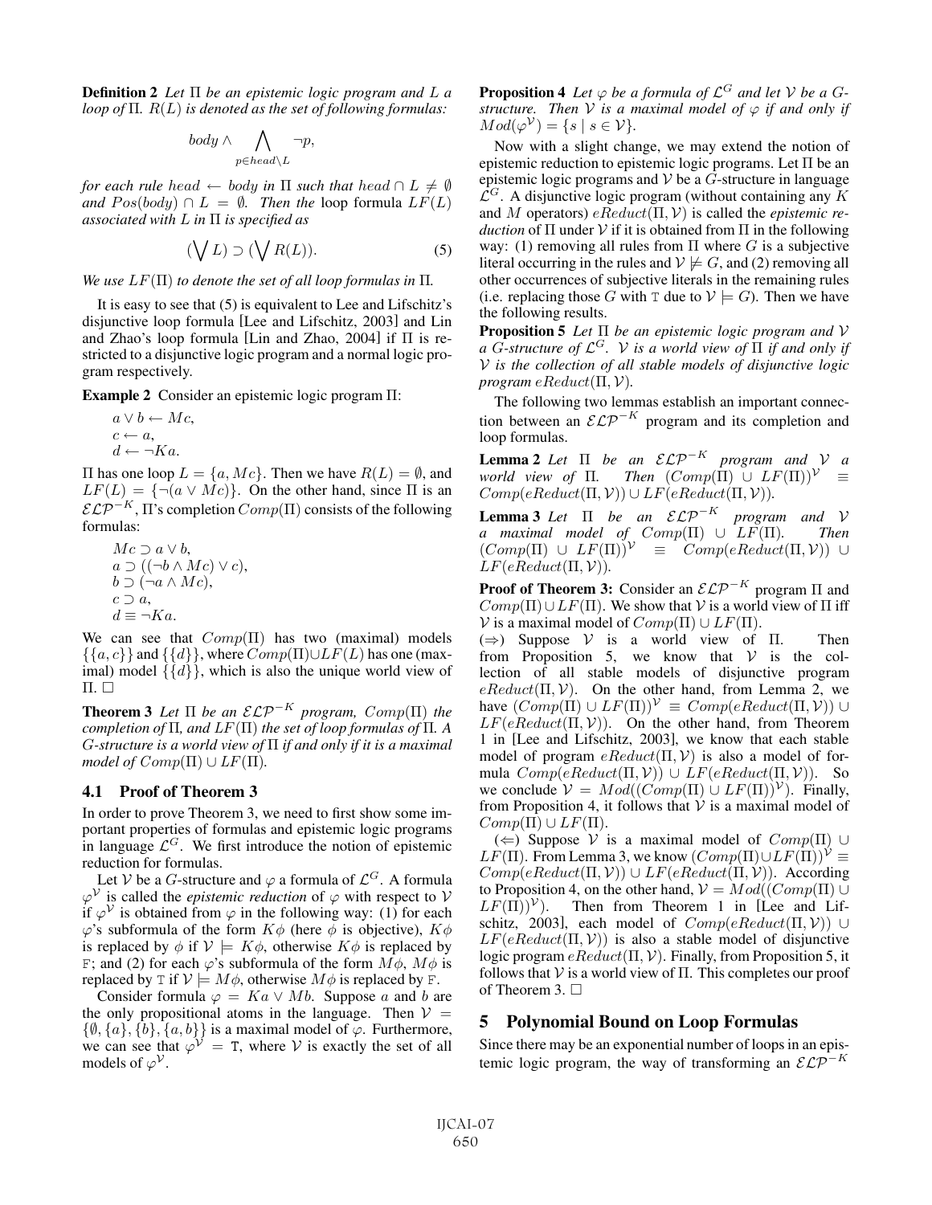**Definition 2** *Let $\Pi$ be an epistemic logic program and $L$ a loop of $\Pi$. $R(L)$ is denoted as the set of following formulas:*

$$body \wedge \bigwedge_{p \in head \setminus L} \neg p,$$

*for each rule $head \leftarrow body$ in $\Pi$ such that $head \cap L \neq \emptyset$ and $Pos(body) \cap L = \emptyset$. Then the* loop formula $LF(L)$ *associated with $L$ in $\Pi$ is specified as*

$$(\bigvee L) \supset (\bigvee R(L)). \tag{5}$$

*We use $LF(\Pi)$ to denote the set of all loop formulas in $\Pi$.*

It is easy to see that (5) is equivalent to Lee and Lifschitz's disjunctive loop formula [Lee and Lifschitz, 2003] and Lin and Zhao's loop formula [Lin and Zhao, 2004] if $\Pi$ is restricted to a disjunctive logic program and a normal logic program respectively.

**Example 2** Consider an epistemic logic program $\Pi$:

$a \vee b \leftarrow Mc,$
$c \leftarrow a,$
$d \leftarrow \neg Ka.$

$\Pi$ has one loop $L = \{a, Mc\}$. Then we have $R(L) = \emptyset$, and $LF(L) = \{\neg(a \vee Mc)\}$. On the other hand, since $\Pi$ is an $\mathcal{ELP}^{-K}$, $\Pi$'s completion $Comp(\Pi)$ consists of the following formulas:

$Mc \supset a \vee b,$
$a \supset ((\neg b \wedge Mc) \vee c),$
$b \supset (\neg a \wedge Mc),$
$c \supset a,$
$d \equiv \neg Ka.$

We can see that $Comp(\Pi)$ has two (maximal) models $\{\{a, c\}\}$ and $\{\{d\}\}$, where $Comp(\Pi) \cup LF(L)$ has one (maximal) model $\{\{d\}\}$, which is also the unique world view of $\Pi$. $\Box$

**Theorem 3** *Let $\Pi$ be an $\mathcal{ELP}^{-K}$ program, $Comp(\Pi)$ the completion of $\Pi$, and $LF(\Pi)$ the set of loop formulas of $\Pi$. A $G$-structure is a world view of $\Pi$ if and only if it is a maximal model of $Comp(\Pi) \cup LF(\Pi)$.*

### 4.1 Proof of Theorem 3

In order to prove Theorem 3, we need to first show some important properties of formulas and epistemic logic programs in language $\mathcal{L}^G$. We first introduce the notion of epistemic reduction for formulas.

Let $\mathcal{V}$ be a $G$-structure and $\varphi$ a formula of $\mathcal{L}^G$. A formula $\varphi^{\mathcal{V}}$ is called the *epistemic reduction* of $\varphi$ with respect to $\mathcal{V}$ if $\varphi^{\mathcal{V}}$ is obtained from $\varphi$ in the following way: (1) for each $\varphi$'s subformula of the form $K\phi$ (here $\phi$ is objective), $K\phi$ is replaced by $\phi$ if $\mathcal{V} \models K\phi$, otherwise $K\phi$ is replaced by F; and (2) for each $\varphi$'s subformula of the form $M\phi$, $M\phi$ is replaced by T if $\mathcal{V} \models M\phi$, otherwise $M\phi$ is replaced by F.

Consider formula $\varphi = Ka \vee Mb$. Suppose $a$ and $b$ are the only propositional atoms in the language. Then $\mathcal{V} = \{\emptyset, \{a\}, \{b\}, \{a, b\}\}$ is a maximal model of $\varphi$. Furthermore, we can see that $\varphi^{\mathcal{V}} = $ T, where $\mathcal{V}$ is exactly the set of all models of $\varphi^{\mathcal{V}}$.

**Proposition 4** *Let $\varphi$ be a formula of $\mathcal{L}^G$ and let $\mathcal{V}$ be a $G$-structure. Then $\mathcal{V}$ is a maximal model of $\varphi$ if and only if $Mod(\varphi^{\mathcal{V}}) = \{s \mid s \in \mathcal{V}\}$.*

Now with a slight change, we may extend the notion of epistemic reduction to epistemic logic programs. Let $\Pi$ be an epistemic logic programs and $\mathcal{V}$ be a $G$-structure in language $\mathcal{L}^G$. A disjunctive logic program (without containing any $K$ and $M$ operators) $eReduct(\Pi, \mathcal{V})$ is called the *epistemic reduction* of $\Pi$ under $\mathcal{V}$ if it is obtained from $\Pi$ in the following way: (1) removing all rules from $\Pi$ where $G$ is a subjective literal occurring in the rules and $\mathcal{V} \not\models G$, and (2) removing all other occurrences of subjective literals in the remaining rules (i.e. replacing those $G$ with T due to $\mathcal{V} \models G$). Then we have the following results.

**Proposition 5** *Let $\Pi$ be an epistemic logic program and $\mathcal{V}$ a $G$-structure of $\mathcal{L}^G$. $\mathcal{V}$ is a world view of $\Pi$ if and only if $\mathcal{V}$ is the collection of all stable models of disjunctive logic program $eReduct(\Pi, \mathcal{V})$.*

The following two lemmas establish an important connection between an $\mathcal{ELP}^{-K}$ program and its completion and loop formulas.

**Lemma 2** *Let $\Pi$ be an $\mathcal{ELP}^{-K}$ program and $\mathcal{V}$ a world view of $\Pi$. Then $(Comp(\Pi) \cup LF(\Pi))^{\mathcal{V}} \equiv Comp(eReduct(\Pi, \mathcal{V})) \cup LF(eReduct(\Pi, \mathcal{V}))$.*

**Lemma 3** *Let $\Pi$ be an $\mathcal{ELP}^{-K}$ program and $\mathcal{V}$ a maximal model of $Comp(\Pi) \cup LF(\Pi)$. Then $(Comp(\Pi) \cup LF(\Pi))^{\mathcal{V}} \equiv Comp(eReduct(\Pi, \mathcal{V})) \cup LF(eReduct(\Pi, \mathcal{V}))$.*

**Proof of Theorem 3:** Consider an $\mathcal{ELP}^{-K}$ program $\Pi$ and $Comp(\Pi) \cup LF(\Pi)$. We show that $\mathcal{V}$ is a world view of $\Pi$ iff $\mathcal{V}$ is a maximal model of $Comp(\Pi) \cup LF(\Pi)$.

($\Rightarrow$) Suppose $\mathcal{V}$ is a world view of $\Pi$. Then from Proposition 5, we know that $\mathcal{V}$ is the collection of all stable models of disjunctive program $eReduct(\Pi, \mathcal{V})$. On the other hand, from Lemma 2, we have $(Comp(\Pi) \cup LF(\Pi))^{\mathcal{V}} \equiv Comp(eReduct(\Pi, \mathcal{V})) \cup LF(eReduct(\Pi, \mathcal{V}))$. On the other hand, from Theorem 1 in [Lee and Lifschitz, 2003], we know that each stable model of program $eReduct(\Pi, \mathcal{V})$ is also a model of formula $Comp(eReduct(\Pi, \mathcal{V})) \cup LF(eReduct(\Pi, \mathcal{V}))$. So we conclude $\mathcal{V} = Mod((Comp(\Pi) \cup LF(\Pi))^{\mathcal{V}})$. Finally, from Proposition 4, it follows that $\mathcal{V}$ is a maximal model of $Comp(\Pi) \cup LF(\Pi)$.

($\Leftarrow$) Suppose $\mathcal{V}$ is a maximal model of $Comp(\Pi) \cup LF(\Pi)$. From Lemma 3, we know $(Comp(\Pi) \cup LF(\Pi))^{\mathcal{V}} \equiv Comp(eReduct(\Pi, \mathcal{V})) \cup LF(eReduct(\Pi, \mathcal{V}))$. According to Proposition 4, on the other hand, $\mathcal{V} = Mod((Comp(\Pi) \cup LF(\Pi))^{\mathcal{V}})$. Then from Theorem 1 in [Lee and Lifschitz, 2003], each model of $Comp(eReduct(\Pi, \mathcal{V})) \cup LF(eReduct(\Pi, \mathcal{V}))$ is also a stable model of disjunctive logic program $eReduct(\Pi, \mathcal{V})$. Finally, from Proposition 5, it follows that $\mathcal{V}$ is a world view of $\Pi$. This completes our proof of Theorem 3. $\Box$

## 5 Polynomial Bound on Loop Formulas

Since there may be an exponential number of loops in an epistemic logic program, the way of transforming an $\mathcal{ELP}^{-K}$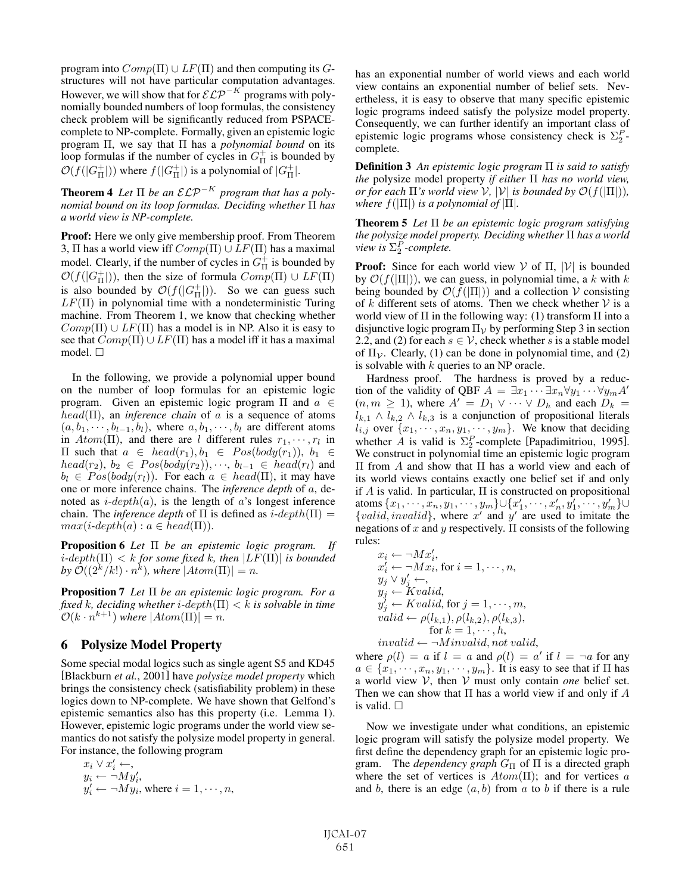program into $Comp(\Pi) \cup LF(\Pi)$ and then computing its $G$-structures will not have particular computation advantages. However, we will show that for $\mathcal{ELP}^{-K}$ programs with polynomially bounded numbers of loop formulas, the consistency check problem will be significantly reduced from PSPACE-complete to NP-complete. Formally, given an epistemic logic program $\Pi$, we say that $\Pi$ has a *polynomial bound* on its loop formulas if the number of cycles in $G^+_\Pi$ is bounded by $\mathcal{O}(f(|G^+_\Pi|))$ where $f(|G^+_\Pi|)$ is a polynomial of $|G^+_\Pi|$.

**Theorem 4** *Let $\Pi$ be an $\mathcal{ELP}^{-K}$ program that has a polynomial bound on its loop formulas. Deciding whether $\Pi$ has a world view is NP-complete.*

**Proof:** Here we only give membership proof. From Theorem 3, $\Pi$ has a world view iff $Comp(\Pi) \cup LF(\Pi)$ has a maximal model. Clearly, if the number of cycles in $G^+_\Pi$ is bounded by $\mathcal{O}(f(|G^+_\Pi|))$, then the size of formula $Comp(\Pi) \cup LF(\Pi)$ is also bounded by $\mathcal{O}(f(|G^+_\Pi|))$. So we can guess such $LF(\Pi)$ in polynomial time with a nondeterministic Turing machine. From Theorem 1, we know that checking whether $Comp(\Pi) \cup LF(\Pi)$ has a model is in NP. Also it is easy to see that $Comp(\Pi) \cup LF(\Pi)$ has a model iff it has a maximal model. $\Box$

In the following, we provide a polynomial upper bound on the number of loop formulas for an epistemic logic program. Given an epistemic logic program $\Pi$ and $a \in head(\Pi)$, an *inference chain* of $a$ is a sequence of atoms $(a, b_1, \cdots, b_{l-1}, b_l)$, where $a, b_1, \cdots, b_l$ are different atoms in $Atom(\Pi)$, and there are $l$ different rules $r_1, \cdots, r_l$ in $\Pi$ such that $a \in head(r_1)$, $b_1 \in Pos(body(r_1))$, $b_1 \in head(r_2)$, $b_2 \in Pos(body(r_2)), \cdots$, $b_{l-1} \in head(r_l)$ and $b_l \in Pos(body(r_l))$. For each $a \in head(\Pi)$, it may have one or more inference chains. The *inference depth* of $a$, denoted as $i\text{-}depth(a)$, is the length of $a$'s longest inference chain. The *inference depth* of $\Pi$ is defined as $i\text{-}depth(\Pi) = max(i\text{-}depth(a) : a \in head(\Pi))$.

**Proposition 6** *Let $\Pi$ be an epistemic logic program. If $i\text{-}depth(\Pi) < k$ for some fixed $k$, then $|LF(\Pi)|$ is bounded by $\mathcal{O}((2^k/k!) \cdot n^k)$, where $|Atom(\Pi)| = n$.*

**Proposition 7** *Let $\Pi$ be an epistemic logic program. For a fixed $k$, deciding whether $i\text{-}depth(\Pi) < k$ is solvable in time $\mathcal{O}(k \cdot n^{k+1})$ where $|Atom(\Pi)| = n$.*

## 6 Polysize Model Property

Some special modal logics such as single agent S5 and KD45 [Blackburn *et al.*, 2001] have *polysize model property* which brings the consistency check (satisfiability problem) in these logics down to NP-complete. We have shown that Gelfond's epistemic semantics also has this property (i.e. Lemma 1). However, epistemic logic programs under the world view semantics do not satisfy the polysize model property in general. For instance, the following program

$x_i \vee x'_i \leftarrow,$
$y_i \leftarrow \neg M y'_i,$
$y'_i \leftarrow \neg M y_i$, where $i = 1, \cdots, n$,

has an exponential number of world views and each world view contains an exponential number of belief sets. Nevertheless, it is easy to observe that many specific epistemic logic programs indeed satisfy the polysize model property. Consequently, we can further identify an important class of epistemic logic programs whose consistency check is $\Sigma^P_2$-complete.

**Definition 3** *An epistemic logic program $\Pi$ is said to satisfy the* polysize model property *if either $\Pi$ has no world view, or for each $\Pi$'s world view $\mathcal{V}$, $|\mathcal{V}|$ is bounded by $\mathcal{O}(f(|\Pi|))$, where $f(|\Pi|)$ is a polynomial of $|\Pi|$.*

**Theorem 5** *Let $\Pi$ be an epistemic logic program satisfying the polysize model property. Deciding whether $\Pi$ has a world view is $\Sigma^P_2$-complete.*

**Proof:** Since for each world view $\mathcal{V}$ of $\Pi$, $|\mathcal{V}|$ is bounded by $\mathcal{O}(f(|\Pi|))$, we can guess, in polynomial time, a $k$ with $k$ being bounded by $\mathcal{O}(f(|\Pi|))$ and a collection $\mathcal{V}$ consisting of $k$ different sets of atoms. Then we check whether $\mathcal{V}$ is a world view of $\Pi$ in the following way: (1) transform $\Pi$ into a disjunctive logic program $\Pi_\mathcal{V}$ by performing Step 3 in section 2.2, and (2) for each $s \in \mathcal{V}$, check whether $s$ is a stable model of $\Pi_\mathcal{V}$. Clearly, (1) can be done in polynomial time, and (2) is solvable with $k$ queries to an NP oracle.

Hardness proof. The hardness is proved by a reduction of the validity of QBF $A = \exists x_1 \cdots \exists x_n \forall y_1 \cdots \forall y_m A'$ $(n, m \geq 1)$, where $A' = D_1 \vee \cdots \vee D_h$ and each $D_k = l_{k,1} \wedge l_{k,2} \wedge l_{k,3}$ is a conjunction of propositional literals $l_{i,j}$ over $\{x_1, \cdots, x_n, y_1, \cdots, y_m\}$. We know that deciding whether $A$ is valid is $\Sigma^P_2$-complete [Papadimitriou, 1995]. We construct in polynomial time an epistemic logic program $\Pi$ from $A$ and show that $\Pi$ has a world view and each of its world views contains exactly one belief set if and only if $A$ is valid. In particular, $\Pi$ is constructed on propositional atoms $\{x_1, \cdots, x_n, y_1, \cdots, y_m\} \cup \{x'_1, \cdots, x'_n, y'_1, \cdots, y'_m\} \cup \{valid, invalid\}$, where $x'$ and $y'$ are used to imitate the negations of $x$ and $y$ respectively. $\Pi$ consists of the following rules:

$x_i \leftarrow \neg M x'_i,$
$x'_i \leftarrow \neg M x_i$, for $i = 1, \cdots, n$,
$y_j \vee y'_j \leftarrow,$
$y_j \leftarrow K valid,$
$y'_j \leftarrow K valid$, for $j = 1, \cdots, m$,
$valid \leftarrow \rho(l_{k,1}), \rho(l_{k,2}), \rho(l_{k,3}),$
for $k = 1, \cdots, h$,
$invalid \leftarrow \neg M invalid, not\ valid,$

where $\rho(l) = a$ if $l = a$ and $\rho(l) = a'$ if $l = \neg a$ for any $a \in \{x_1, \cdots, x_n, y_1, \cdots, y_m\}$. It is easy to see that if $\Pi$ has a world view $\mathcal{V}$, then $\mathcal{V}$ must only contain *one* belief set. Then we can show that $\Pi$ has a world view if and only if $A$ is valid. $\Box$

Now we investigate under what conditions, an epistemic logic program will satisfy the polysize model property. We first define the dependency graph for an epistemic logic program. The *dependency graph* $G_\Pi$ of $\Pi$ is a directed graph where the set of vertices is $Atom(\Pi)$; and for vertices $a$ and $b$, there is an edge $(a, b)$ from $a$ to $b$ if there is a rule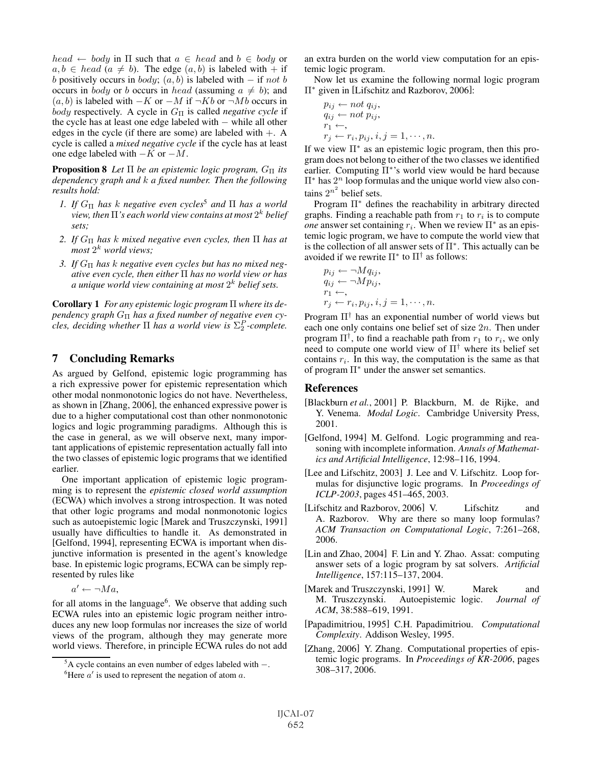$head \leftarrow body$ in $\Pi$ such that $a \in head$ and $b \in body$ or $a, b \in head$ ($a \neq b$). The edge $(a, b)$ is labeled with $+$ if $b$ positively occurs in $body$; $(a, b)$ is labeled with $-$ if $not\ b$ occurs in $body$ or $b$ occurs in $head$ (assuming $a \neq b$); and $(a, b)$ is labeled with $-K$ or $-M$ if $\neg Kb$ or $\neg Mb$ occurs in $body$ respectively. A cycle in $G_\Pi$ is called *negative cycle* if the cycle has at least one edge labeled with $-$ while all other edges in the cycle (if there are some) are labeled with $+$. A cycle is called a *mixed negative cycle* if the cycle has at least one edge labeled with $-K$ or $-M$.

**Proposition 8** *Let $\Pi$ be an epistemic logic program, $G_\Pi$ its dependency graph and $k$ a fixed number. Then the following results hold:*

1. *If $G_\Pi$ has $k$ negative even cycles*[5] *and $\Pi$ has a world view, then $\Pi$'s each world view contains at most $2^k$ belief sets;*
2. *If $G_\Pi$ has $k$ mixed negative even cycles, then $\Pi$ has at most $2^k$ world views;*
3. *If $G_\Pi$ has $k$ negative even cycles but has no mixed negative even cycle, then either $\Pi$ has no world view or has a unique world view containing at most $2^k$ belief sets.*

**Corollary 1** *For any epistemic logic program $\Pi$ where its dependency graph $G_\Pi$ has a fixed number of negative even cycles, deciding whether $\Pi$ has a world view is $\Sigma_2^P$-complete.*

## 7 Concluding Remarks

As argued by Gelfond, epistemic logic programming has a rich expressive power for epistemic representation which other modal nonmonotonic logics do not have. Nevertheless, as shown in [Zhang, 2006], the enhanced expressive power is due to a higher computational cost than other nonmonotonic logics and logic programming paradigms. Although this is the case in general, as we will observe next, many important applications of epistemic representation actually fall into the two classes of epistemic logic programs that we identified earlier.

One important application of epistemic logic programming is to represent the *epistemic closed world assumption* (ECWA) which involves a strong introspection. It was noted that other logic programs and modal nonmonotonic logics such as autoepistemic logic [Marek and Truszczynski, 1991] usually have difficulties to handle it. As demonstrated in [Gelfond, 1994], representing ECWA is important when disjunctive information is presented in the agent's knowledge base. In epistemic logic programs, ECWA can be simply represented by rules like

$$a' \leftarrow \neg Ma,$$

for all atoms in the language[6]. We observe that adding such ECWA rules into an epistemic logic program neither introduces any new loop formulas nor increases the size of world views of the program, although they may generate more world views. Therefore, in principle ECWA rules do not add an extra burden on the world view computation for an epistemic logic program.

Now let us examine the following normal logic program $\Pi^*$ given in [Lifschitz and Razborov, 2006]:

$$\begin{aligned}
&p_{ij} \leftarrow not\ q_{ij},\\
&q_{ij} \leftarrow not\ p_{ij},\\
&r_1 \leftarrow,\\
&r_j \leftarrow r_i, p_{ij}, i, j = 1, \cdots, n.
\end{aligned}$$

If we view $\Pi^*$ as an epistemic logic program, then this program does not belong to either of the two classes we identified earlier. Computing $\Pi^*$'s world view would be hard because $\Pi^*$ has $2^n$ loop formulas and the unique world view also contains $2^{n^2}$ belief sets.

Program $\Pi^*$ defines the reachability in arbitrary directed graphs. Finding a reachable path from $r_1$ to $r_i$ is to compute *one* answer set containing $r_i$. When we review $\Pi^*$ as an epistemic logic program, we have to compute the world view that is the collection of all answer sets of $\Pi^*$. This actually can be avoided if we rewrite $\Pi^*$ to $\Pi^\dagger$ as follows:

$$\begin{aligned}
&p_{ij} \leftarrow \neg M q_{ij},\\
&q_{ij} \leftarrow \neg M p_{ij},\\
&r_1 \leftarrow,\\
&r_j \leftarrow r_i, p_{ij}, i, j = 1, \cdots, n.
\end{aligned}$$

Program $\Pi^\dagger$ has an exponential number of world views but each one only contains one belief set of size $2n$. Then under program $\Pi^\dagger$, to find a reachable path from $r_1$ to $r_i$, we only need to compute one world view of $\Pi^\dagger$ where its belief set contains $r_i$. In this way, the computation is the same as that of program $\Pi^*$ under the answer set semantics.

## References

[Blackburn *et al.*, 2001] P. Blackburn, M. de Rijke, and Y. Venema. *Modal Logic*. Cambridge University Press, 2001.

[Gelfond, 1994] M. Gelfond. Logic programming and reasoning with incomplete information. *Annals of Mathematics and Artificial Intelligence*, 12:98–116, 1994.

[Lee and Lifschitz, 2003] J. Lee and V. Lifschitz. Loop formulas for disjunctive logic programs. In *Proceedings of ICLP-2003*, pages 451–465, 2003.

[Lifschitz and Razborov, 2006] V. Lifschitz and A. Razborov. Why are there so many loop formulas? *ACM Transaction on Computational Logic*, 7:261–268, 2006.

[Lin and Zhao, 2004] F. Lin and Y. Zhao. Assat: computing answer sets of a logic program by sat solvers. *Artificial Intelligence*, 157:115–137, 2004.

[Marek and Truszczynski, 1991] W. Marek and M. Truszczynski. Autoepistemic logic. *Journal of ACM*, 38:588–619, 1991.

[Papadimitriou, 1995] C.H. Papadimitriou. *Computational Complexity*. Addison Wesley, 1995.

[Zhang, 2006] Y. Zhang. Computational properties of epistemic logic programs. In *Proceedings of KR-2006*, pages 308–317, 2006.

[5] A cycle contains an even number of edges labeled with $-$.

[6] Here $a'$ is used to represent the negation of atom $a$.